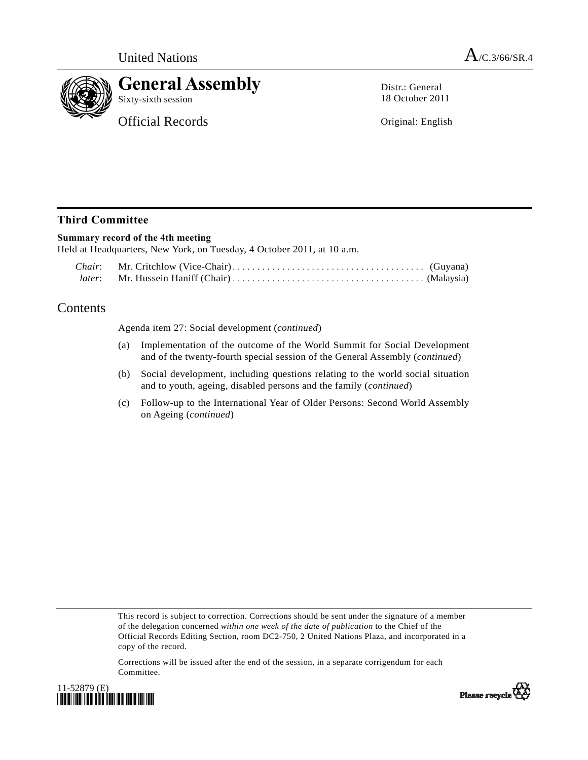United Nations A/C.3/66/SR.4

# General Assembly

Sixty-sixth session

Official Records

Distr.: General
18 October 2011

Original: English

## Third Committee

**Summary record of the 4th meeting**
Held at Headquarters, New York, on Tuesday, 4 October 2011, at 10 a.m.

*Chair*: Mr. Critchlow (Vice-Chair) .................................... (Guyana)
*later*: Mr. Hussein Haniff (Chair) .................................... (Malaysia)

## Contents

Agenda item 27: Social development (*continued*)

(a) Implementation of the outcome of the World Summit for Social Development and of the twenty-fourth special session of the General Assembly (*continued*)

(b) Social development, including questions relating to the world social situation and to youth, ageing, disabled persons and the family (*continued*)

(c) Follow-up to the International Year of Older Persons: Second World Assembly on Ageing (*continued*)

This record is subject to correction. Corrections should be sent under the signature of a member of the delegation concerned *within one week of the date of publication* to the Chief of the Official Records Editing Section, room DC2-750, 2 United Nations Plaza, and incorporated in a copy of the record.

Corrections will be issued after the end of the session, in a separate corrigendum for each Committee.

11-52879 (E)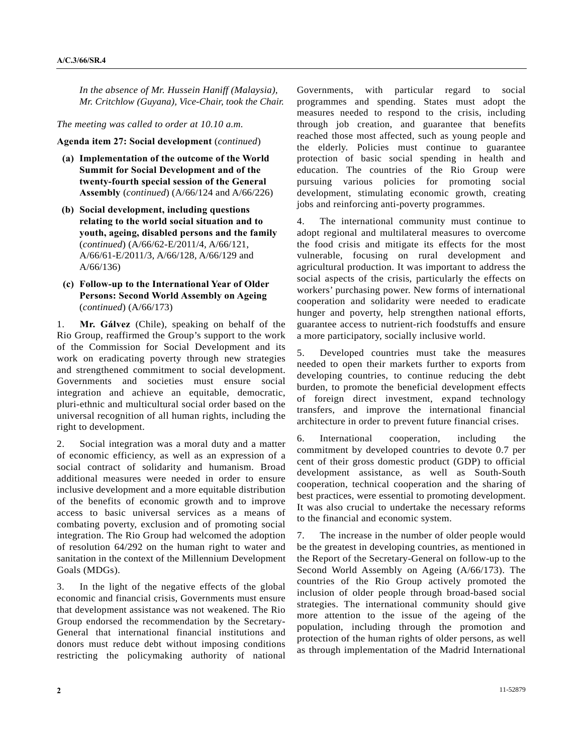*In the absence of Mr. Hussein Haniff (Malaysia), Mr. Critchlow (Guyana), Vice-Chair, took the Chair.*

*The meeting was called to order at 10.10 a.m.*

**Agenda item 27: Social development** (*continued*)

**(a) Implementation of the outcome of the World Summit for Social Development and of the twenty-fourth special session of the General Assembly** (*continued*) (A/66/124 and A/66/226)

**(b) Social development, including questions relating to the world social situation and to youth, ageing, disabled persons and the family** (*continued*) (A/66/62-E/2011/4, A/66/121, A/66/61-E/2011/3, A/66/128, A/66/129 and A/66/136)

**(c) Follow-up to the International Year of Older Persons: Second World Assembly on Ageing** (*continued*) (A/66/173)

1. **Mr. Gálvez** (Chile), speaking on behalf of the Rio Group, reaffirmed the Group's support to the work of the Commission for Social Development and its work on eradicating poverty through new strategies and strengthened commitment to social development. Governments and societies must ensure social integration and achieve an equitable, democratic, pluri-ethnic and multicultural social order based on the universal recognition of all human rights, including the right to development.

2. Social integration was a moral duty and a matter of economic efficiency, as well as an expression of a social contract of solidarity and humanism. Broad additional measures were needed in order to ensure inclusive development and a more equitable distribution of the benefits of economic growth and to improve access to basic universal services as a means of combating poverty, exclusion and of promoting social integration. The Rio Group had welcomed the adoption of resolution 64/292 on the human right to water and sanitation in the context of the Millennium Development Goals (MDGs).

3. In the light of the negative effects of the global economic and financial crisis, Governments must ensure that development assistance was not weakened. The Rio Group endorsed the recommendation by the Secretary-General that international financial institutions and donors must reduce debt without imposing conditions restricting the policymaking authority of national Governments, with particular regard to social programmes and spending. States must adopt the measures needed to respond to the crisis, including through job creation, and guarantee that benefits reached those most affected, such as young people and the elderly. Policies must continue to guarantee protection of basic social spending in health and education. The countries of the Rio Group were pursuing various policies for promoting social development, stimulating economic growth, creating jobs and reinforcing anti-poverty programmes.

4. The international community must continue to adopt regional and multilateral measures to overcome the food crisis and mitigate its effects for the most vulnerable, focusing on rural development and agricultural production. It was important to address the social aspects of the crisis, particularly the effects on workers' purchasing power. New forms of international cooperation and solidarity were needed to eradicate hunger and poverty, help strengthen national efforts, guarantee access to nutrient-rich foodstuffs and ensure a more participatory, socially inclusive world.

5. Developed countries must take the measures needed to open their markets further to exports from developing countries, to continue reducing the debt burden, to promote the beneficial development effects of foreign direct investment, expand technology transfers, and improve the international financial architecture in order to prevent future financial crises.

6. International cooperation, including the commitment by developed countries to devote 0.7 per cent of their gross domestic product (GDP) to official development assistance, as well as South-South cooperation, technical cooperation and the sharing of best practices, were essential to promoting development. It was also crucial to undertake the necessary reforms to the financial and economic system.

7. The increase in the number of older people would be the greatest in developing countries, as mentioned in the Report of the Secretary-General on follow-up to the Second World Assembly on Ageing (A/66/173). The countries of the Rio Group actively promoted the inclusion of older people through broad-based social strategies. The international community should give more attention to the issue of the ageing of the population, including through the promotion and protection of the human rights of older persons, as well as through implementation of the Madrid International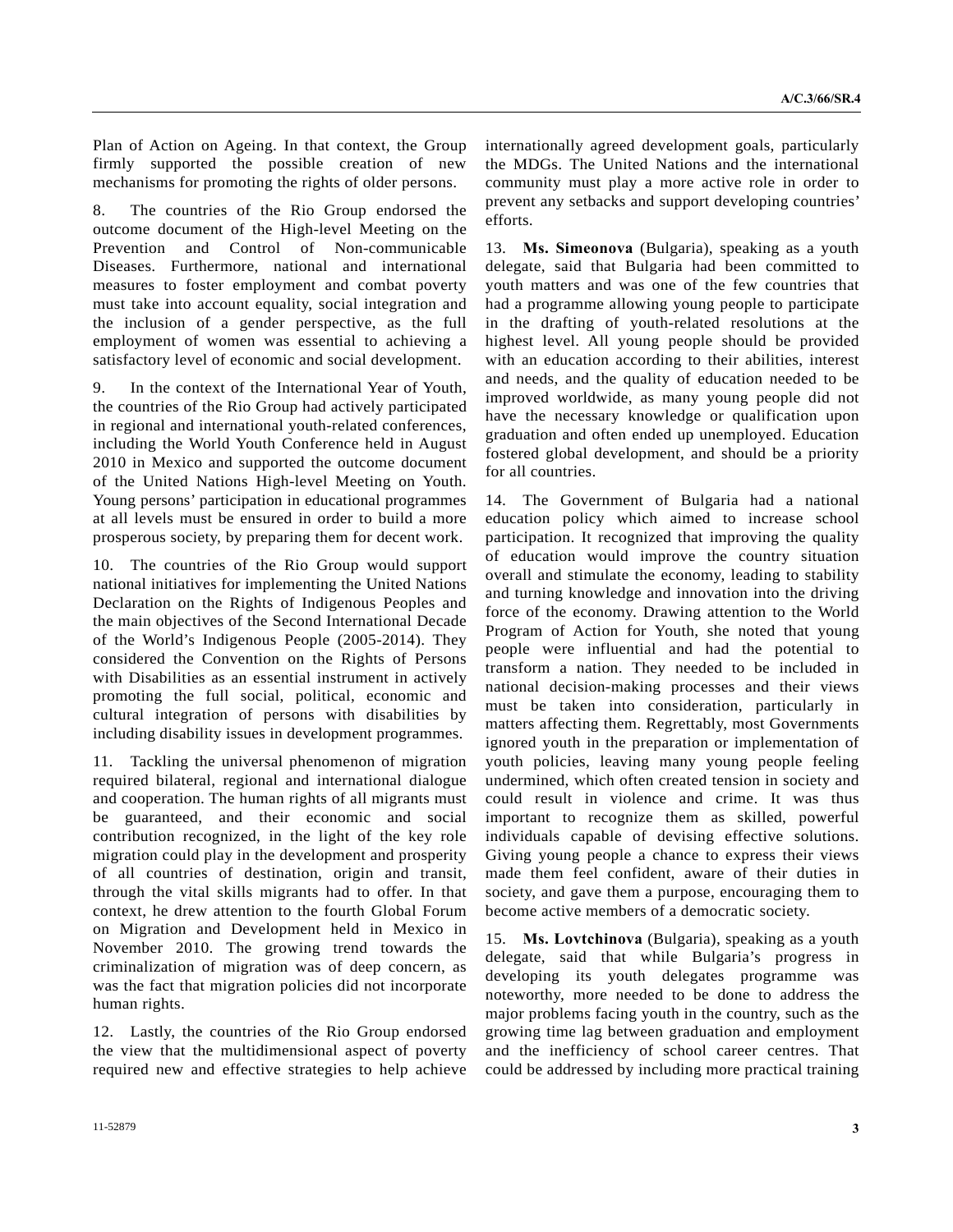Plan of Action on Ageing. In that context, the Group firmly supported the possible creation of new mechanisms for promoting the rights of older persons.

8. The countries of the Rio Group endorsed the outcome document of the High-level Meeting on the Prevention and Control of Non-communicable Diseases. Furthermore, national and international measures to foster employment and combat poverty must take into account equality, social integration and the inclusion of a gender perspective, as the full employment of women was essential to achieving a satisfactory level of economic and social development.

9. In the context of the International Year of Youth, the countries of the Rio Group had actively participated in regional and international youth-related conferences, including the World Youth Conference held in August 2010 in Mexico and supported the outcome document of the United Nations High-level Meeting on Youth. Young persons' participation in educational programmes at all levels must be ensured in order to build a more prosperous society, by preparing them for decent work.

10. The countries of the Rio Group would support national initiatives for implementing the United Nations Declaration on the Rights of Indigenous Peoples and the main objectives of the Second International Decade of the World's Indigenous People (2005-2014). They considered the Convention on the Rights of Persons with Disabilities as an essential instrument in actively promoting the full social, political, economic and cultural integration of persons with disabilities by including disability issues in development programmes.

11. Tackling the universal phenomenon of migration required bilateral, regional and international dialogue and cooperation. The human rights of all migrants must be guaranteed, and their economic and social contribution recognized, in the light of the key role migration could play in the development and prosperity of all countries of destination, origin and transit, through the vital skills migrants had to offer. In that context, he drew attention to the fourth Global Forum on Migration and Development held in Mexico in November 2010. The growing trend towards the criminalization of migration was of deep concern, as was the fact that migration policies did not incorporate human rights.

12. Lastly, the countries of the Rio Group endorsed the view that the multidimensional aspect of poverty required new and effective strategies to help achieve internationally agreed development goals, particularly the MDGs. The United Nations and the international community must play a more active role in order to prevent any setbacks and support developing countries' efforts.

13. **Ms. Simeonova** (Bulgaria), speaking as a youth delegate, said that Bulgaria had been committed to youth matters and was one of the few countries that had a programme allowing young people to participate in the drafting of youth-related resolutions at the highest level. All young people should be provided with an education according to their abilities, interest and needs, and the quality of education needed to be improved worldwide, as many young people did not have the necessary knowledge or qualification upon graduation and often ended up unemployed. Education fostered global development, and should be a priority for all countries.

14. The Government of Bulgaria had a national education policy which aimed to increase school participation. It recognized that improving the quality of education would improve the country situation overall and stimulate the economy, leading to stability and turning knowledge and innovation into the driving force of the economy. Drawing attention to the World Program of Action for Youth, she noted that young people were influential and had the potential to transform a nation. They needed to be included in national decision-making processes and their views must be taken into consideration, particularly in matters affecting them. Regrettably, most Governments ignored youth in the preparation or implementation of youth policies, leaving many young people feeling undermined, which often created tension in society and could result in violence and crime. It was thus important to recognize them as skilled, powerful individuals capable of devising effective solutions. Giving young people a chance to express their views made them feel confident, aware of their duties in society, and gave them a purpose, encouraging them to become active members of a democratic society.

15. **Ms. Lovtchinova** (Bulgaria), speaking as a youth delegate, said that while Bulgaria's progress in developing its youth delegates programme was noteworthy, more needed to be done to address the major problems facing youth in the country, such as the growing time lag between graduation and employment and the inefficiency of school career centres. That could be addressed by including more practical training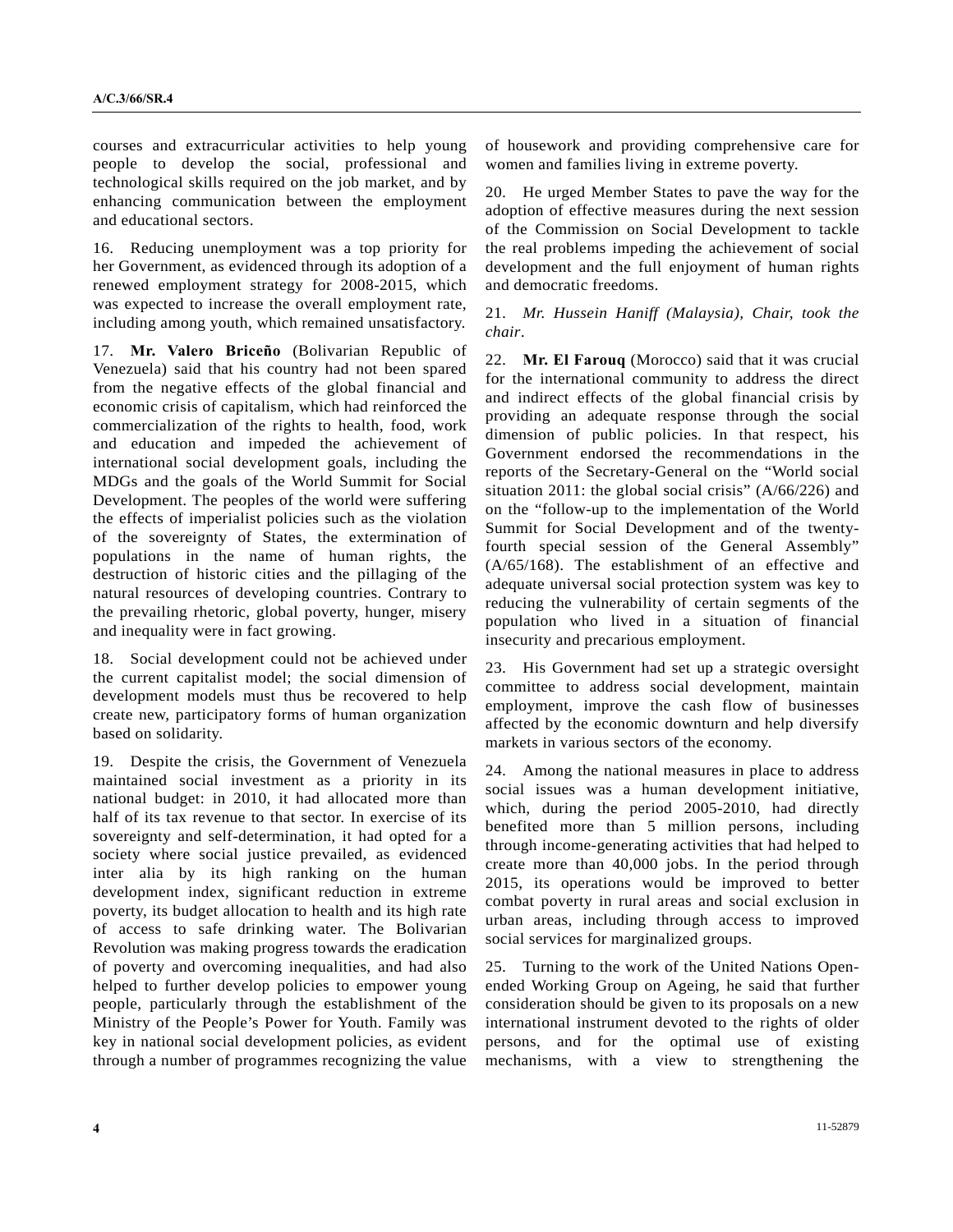courses and extracurricular activities to help young people to develop the social, professional and technological skills required on the job market, and by enhancing communication between the employment and educational sectors.

16. Reducing unemployment was a top priority for her Government, as evidenced through its adoption of a renewed employment strategy for 2008-2015, which was expected to increase the overall employment rate, including among youth, which remained unsatisfactory.

17. **Mr. Valero Briceño** (Bolivarian Republic of Venezuela) said that his country had not been spared from the negative effects of the global financial and economic crisis of capitalism, which had reinforced the commercialization of the rights to health, food, work and education and impeded the achievement of international social development goals, including the MDGs and the goals of the World Summit for Social Development. The peoples of the world were suffering the effects of imperialist policies such as the violation of the sovereignty of States, the extermination of populations in the name of human rights, the destruction of historic cities and the pillaging of the natural resources of developing countries. Contrary to the prevailing rhetoric, global poverty, hunger, misery and inequality were in fact growing.

18. Social development could not be achieved under the current capitalist model; the social dimension of development models must thus be recovered to help create new, participatory forms of human organization based on solidarity.

19. Despite the crisis, the Government of Venezuela maintained social investment as a priority in its national budget: in 2010, it had allocated more than half of its tax revenue to that sector. In exercise of its sovereignty and self-determination, it had opted for a society where social justice prevailed, as evidenced inter alia by its high ranking on the human development index, significant reduction in extreme poverty, its budget allocation to health and its high rate of access to safe drinking water. The Bolivarian Revolution was making progress towards the eradication of poverty and overcoming inequalities, and had also helped to further develop policies to empower young people, particularly through the establishment of the Ministry of the People's Power for Youth. Family was key in national social development policies, as evident through a number of programmes recognizing the value of housework and providing comprehensive care for women and families living in extreme poverty.

20. He urged Member States to pave the way for the adoption of effective measures during the next session of the Commission on Social Development to tackle the real problems impeding the achievement of social development and the full enjoyment of human rights and democratic freedoms.

21. *Mr. Hussein Haniff (Malaysia), Chair, took the chair.*

22. **Mr. El Farouq** (Morocco) said that it was crucial for the international community to address the direct and indirect effects of the global financial crisis by providing an adequate response through the social dimension of public policies. In that respect, his Government endorsed the recommendations in the reports of the Secretary-General on the "World social situation 2011: the global social crisis" (A/66/226) and on the "follow-up to the implementation of the World Summit for Social Development and of the twenty-fourth special session of the General Assembly" (A/65/168). The establishment of an effective and adequate universal social protection system was key to reducing the vulnerability of certain segments of the population who lived in a situation of financial insecurity and precarious employment.

23. His Government had set up a strategic oversight committee to address social development, maintain employment, improve the cash flow of businesses affected by the economic downturn and help diversify markets in various sectors of the economy.

24. Among the national measures in place to address social issues was a human development initiative, which, during the period 2005-2010, had directly benefited more than 5 million persons, including through income-generating activities that had helped to create more than 40,000 jobs. In the period through 2015, its operations would be improved to better combat poverty in rural areas and social exclusion in urban areas, including through access to improved social services for marginalized groups.

25. Turning to the work of the United Nations Open-ended Working Group on Ageing, he said that further consideration should be given to its proposals on a new international instrument devoted to the rights of older persons, and for the optimal use of existing mechanisms, with a view to strengthening the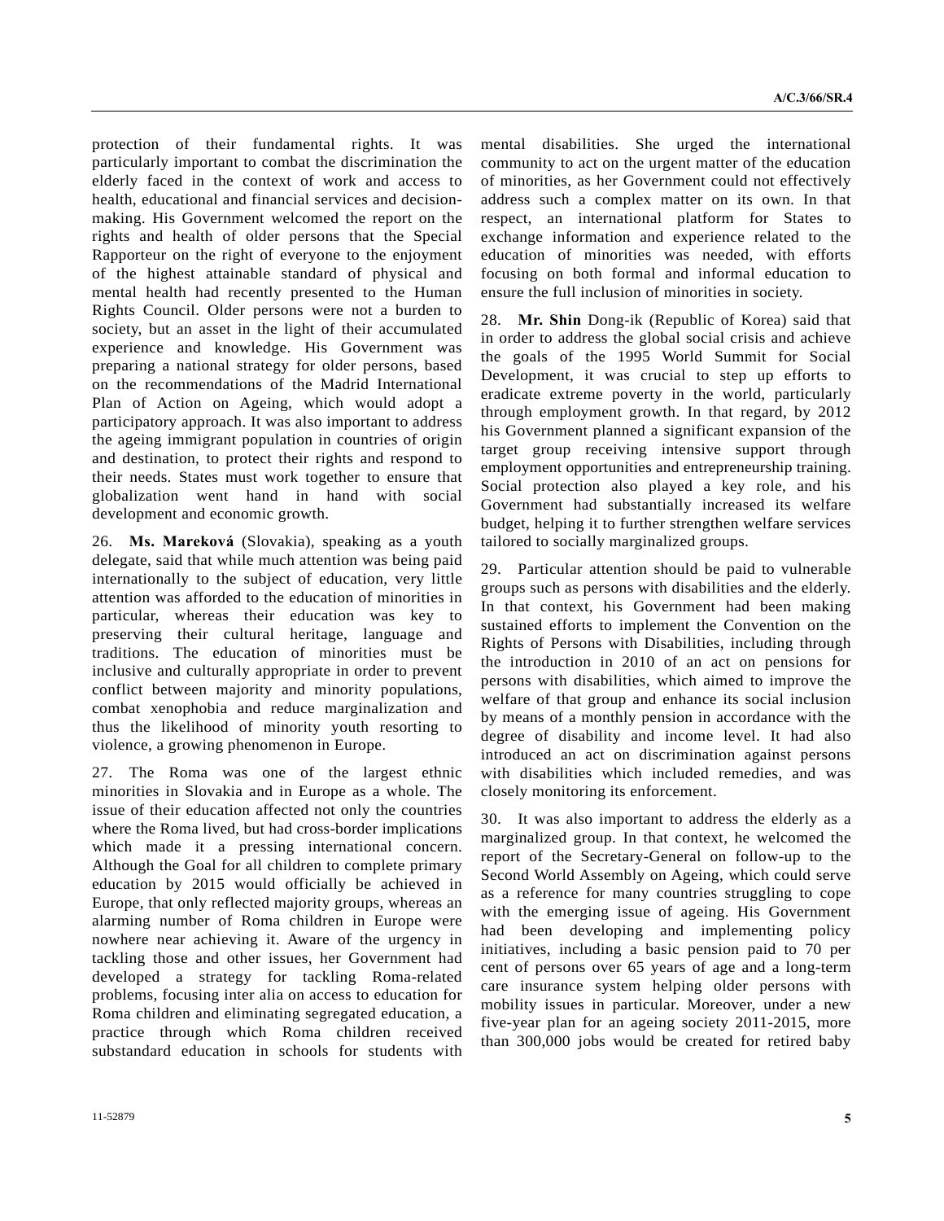protection of their fundamental rights. It was particularly important to combat the discrimination the elderly faced in the context of work and access to health, educational and financial services and decision-making. His Government welcomed the report on the rights and health of older persons that the Special Rapporteur on the right of everyone to the enjoyment of the highest attainable standard of physical and mental health had recently presented to the Human Rights Council. Older persons were not a burden to society, but an asset in the light of their accumulated experience and knowledge. His Government was preparing a national strategy for older persons, based on the recommendations of the Madrid International Plan of Action on Ageing, which would adopt a participatory approach. It was also important to address the ageing immigrant population in countries of origin and destination, to protect their rights and respond to their needs. States must work together to ensure that globalization went hand in hand with social development and economic growth.

26. **Ms. Mareková** (Slovakia), speaking as a youth delegate, said that while much attention was being paid internationally to the subject of education, very little attention was afforded to the education of minorities in particular, whereas their education was key to preserving their cultural heritage, language and traditions. The education of minorities must be inclusive and culturally appropriate in order to prevent conflict between majority and minority populations, combat xenophobia and reduce marginalization and thus the likelihood of minority youth resorting to violence, a growing phenomenon in Europe.

27. The Roma was one of the largest ethnic minorities in Slovakia and in Europe as a whole. The issue of their education affected not only the countries where the Roma lived, but had cross-border implications which made it a pressing international concern. Although the Goal for all children to complete primary education by 2015 would officially be achieved in Europe, that only reflected majority groups, whereas an alarming number of Roma children in Europe were nowhere near achieving it. Aware of the urgency in tackling those and other issues, her Government had developed a strategy for tackling Roma-related problems, focusing inter alia on access to education for Roma children and eliminating segregated education, a practice through which Roma children received substandard education in schools for students with mental disabilities. She urged the international community to act on the urgent matter of the education of minorities, as her Government could not effectively address such a complex matter on its own. In that respect, an international platform for States to exchange information and experience related to the education of minorities was needed, with efforts focusing on both formal and informal education to ensure the full inclusion of minorities in society.

28. **Mr. Shin** Dong-ik (Republic of Korea) said that in order to address the global social crisis and achieve the goals of the 1995 World Summit for Social Development, it was crucial to step up efforts to eradicate extreme poverty in the world, particularly through employment growth. In that regard, by 2012 his Government planned a significant expansion of the target group receiving intensive support through employment opportunities and entrepreneurship training. Social protection also played a key role, and his Government had substantially increased its welfare budget, helping it to further strengthen welfare services tailored to socially marginalized groups.

29. Particular attention should be paid to vulnerable groups such as persons with disabilities and the elderly. In that context, his Government had been making sustained efforts to implement the Convention on the Rights of Persons with Disabilities, including through the introduction in 2010 of an act on pensions for persons with disabilities, which aimed to improve the welfare of that group and enhance its social inclusion by means of a monthly pension in accordance with the degree of disability and income level. It had also introduced an act on discrimination against persons with disabilities which included remedies, and was closely monitoring its enforcement.

30. It was also important to address the elderly as a marginalized group. In that context, he welcomed the report of the Secretary-General on follow-up to the Second World Assembly on Ageing, which could serve as a reference for many countries struggling to cope with the emerging issue of ageing. His Government had been developing and implementing policy initiatives, including a basic pension paid to 70 per cent of persons over 65 years of age and a long-term care insurance system helping older persons with mobility issues in particular. Moreover, under a new five-year plan for an ageing society 2011-2015, more than 300,000 jobs would be created for retired baby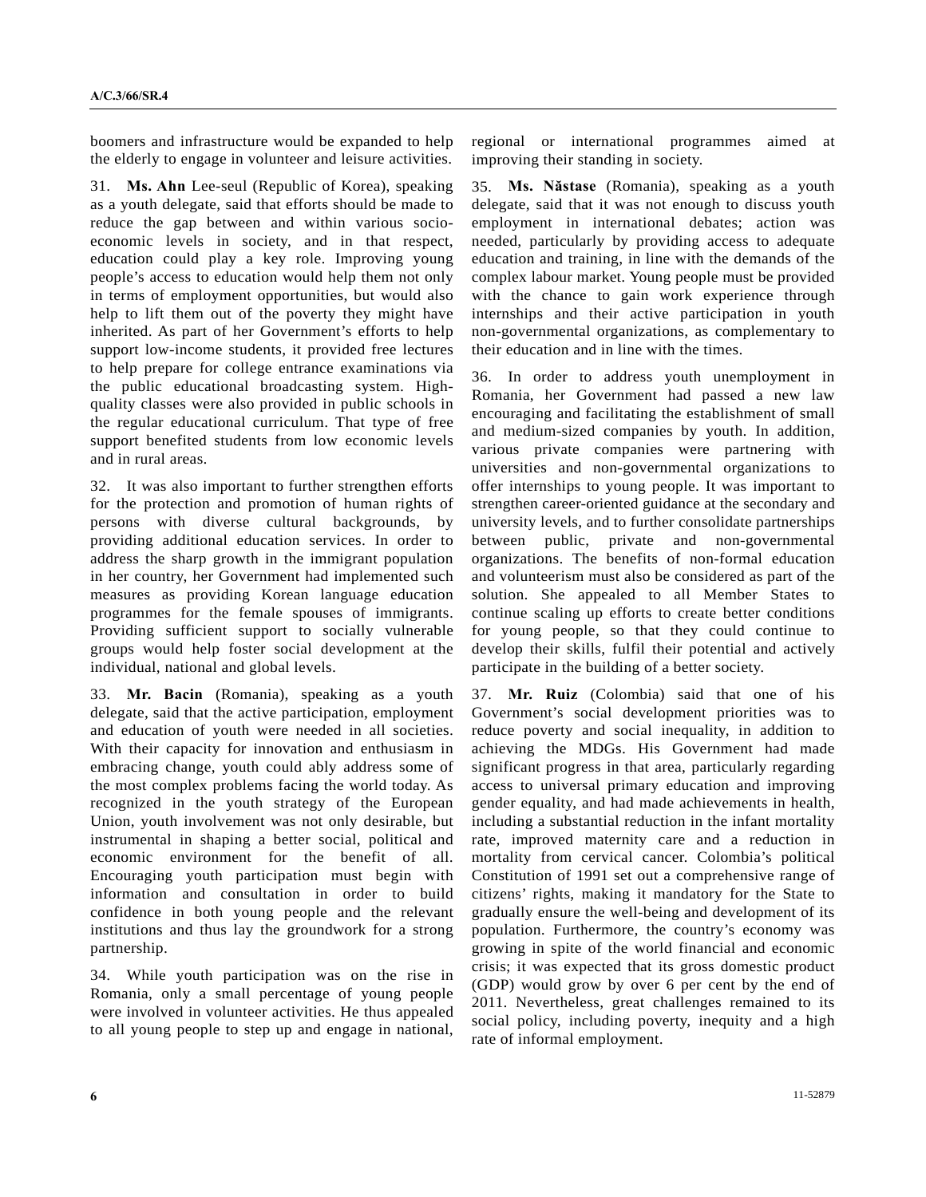boomers and infrastructure would be expanded to help the elderly to engage in volunteer and leisure activities.

31. **Ms. Ahn** Lee-seul (Republic of Korea), speaking as a youth delegate, said that efforts should be made to reduce the gap between and within various socio-economic levels in society, and in that respect, education could play a key role. Improving young people's access to education would help them not only in terms of employment opportunities, but would also help to lift them out of the poverty they might have inherited. As part of her Government's efforts to help support low-income students, it provided free lectures to help prepare for college entrance examinations via the public educational broadcasting system. High-quality classes were also provided in public schools in the regular educational curriculum. That type of free support benefited students from low economic levels and in rural areas.

32. It was also important to further strengthen efforts for the protection and promotion of human rights of persons with diverse cultural backgrounds, by providing additional education services. In order to address the sharp growth in the immigrant population in her country, her Government had implemented such measures as providing Korean language education programmes for the female spouses of immigrants. Providing sufficient support to socially vulnerable groups would help foster social development at the individual, national and global levels.

33. **Mr. Bacin** (Romania), speaking as a youth delegate, said that the active participation, employment and education of youth were needed in all societies. With their capacity for innovation and enthusiasm in embracing change, youth could ably address some of the most complex problems facing the world today. As recognized in the youth strategy of the European Union, youth involvement was not only desirable, but instrumental in shaping a better social, political and economic environment for the benefit of all. Encouraging youth participation must begin with information and consultation in order to build confidence in both young people and the relevant institutions and thus lay the groundwork for a strong partnership.

34. While youth participation was on the rise in Romania, only a small percentage of young people were involved in volunteer activities. He thus appealed to all young people to step up and engage in national, regional or international programmes aimed at improving their standing in society.

35. **Ms. Năstase** (Romania), speaking as a youth delegate, said that it was not enough to discuss youth employment in international debates; action was needed, particularly by providing access to adequate education and training, in line with the demands of the complex labour market. Young people must be provided with the chance to gain work experience through internships and their active participation in youth non-governmental organizations, as complementary to their education and in line with the times.

36. In order to address youth unemployment in Romania, her Government had passed a new law encouraging and facilitating the establishment of small and medium-sized companies by youth. In addition, various private companies were partnering with universities and non-governmental organizations to offer internships to young people. It was important to strengthen career-oriented guidance at the secondary and university levels, and to further consolidate partnerships between public, private and non-governmental organizations. The benefits of non-formal education and volunteerism must also be considered as part of the solution. She appealed to all Member States to continue scaling up efforts to create better conditions for young people, so that they could continue to develop their skills, fulfil their potential and actively participate in the building of a better society.

37. **Mr. Ruiz** (Colombia) said that one of his Government's social development priorities was to reduce poverty and social inequality, in addition to achieving the MDGs. His Government had made significant progress in that area, particularly regarding access to universal primary education and improving gender equality, and had made achievements in health, including a substantial reduction in the infant mortality rate, improved maternity care and a reduction in mortality from cervical cancer. Colombia's political Constitution of 1991 set out a comprehensive range of citizens' rights, making it mandatory for the State to gradually ensure the well-being and development of its population. Furthermore, the country's economy was growing in spite of the world financial and economic crisis; it was expected that its gross domestic product (GDP) would grow by over 6 per cent by the end of 2011. Nevertheless, great challenges remained to its social policy, including poverty, inequity and a high rate of informal employment.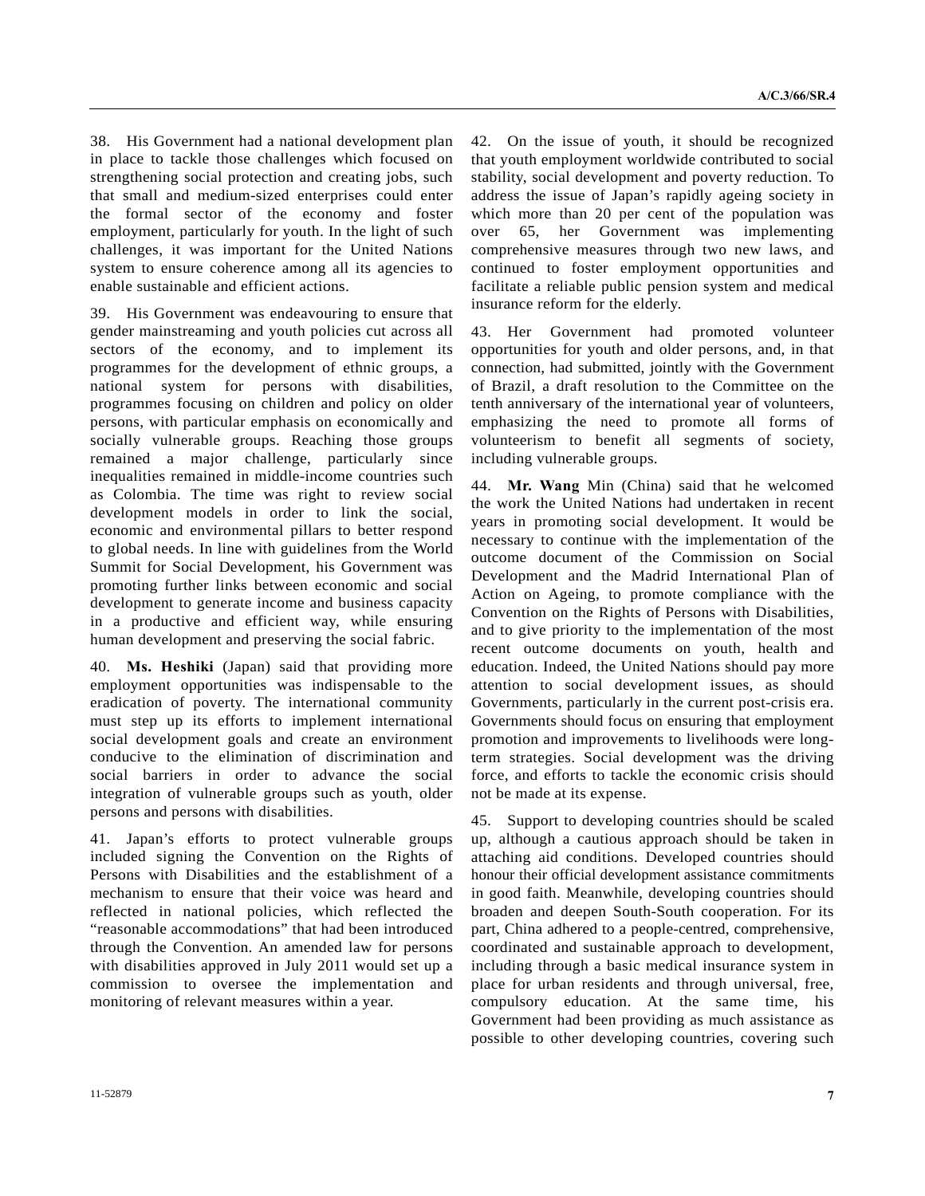38. His Government had a national development plan in place to tackle those challenges which focused on strengthening social protection and creating jobs, such that small and medium-sized enterprises could enter the formal sector of the economy and foster employment, particularly for youth. In the light of such challenges, it was important for the United Nations system to ensure coherence among all its agencies to enable sustainable and efficient actions.

39. His Government was endeavouring to ensure that gender mainstreaming and youth policies cut across all sectors of the economy, and to implement its programmes for the development of ethnic groups, a national system for persons with disabilities, programmes focusing on children and policy on older persons, with particular emphasis on economically and socially vulnerable groups. Reaching those groups remained a major challenge, particularly since inequalities remained in middle-income countries such as Colombia. The time was right to review social development models in order to link the social, economic and environmental pillars to better respond to global needs. In line with guidelines from the World Summit for Social Development, his Government was promoting further links between economic and social development to generate income and business capacity in a productive and efficient way, while ensuring human development and preserving the social fabric.

40. **Ms. Heshiki** (Japan) said that providing more employment opportunities was indispensable to the eradication of poverty. The international community must step up its efforts to implement international social development goals and create an environment conducive to the elimination of discrimination and social barriers in order to advance the social integration of vulnerable groups such as youth, older persons and persons with disabilities.

41. Japan's efforts to protect vulnerable groups included signing the Convention on the Rights of Persons with Disabilities and the establishment of a mechanism to ensure that their voice was heard and reflected in national policies, which reflected the "reasonable accommodations" that had been introduced through the Convention. An amended law for persons with disabilities approved in July 2011 would set up a commission to oversee the implementation and monitoring of relevant measures within a year.

42. On the issue of youth, it should be recognized that youth employment worldwide contributed to social stability, social development and poverty reduction. To address the issue of Japan's rapidly ageing society in which more than 20 per cent of the population was over 65, her Government was implementing comprehensive measures through two new laws, and continued to foster employment opportunities and facilitate a reliable public pension system and medical insurance reform for the elderly.

43. Her Government had promoted volunteer opportunities for youth and older persons, and, in that connection, had submitted, jointly with the Government of Brazil, a draft resolution to the Committee on the tenth anniversary of the international year of volunteers, emphasizing the need to promote all forms of volunteerism to benefit all segments of society, including vulnerable groups.

44. **Mr. Wang** Min (China) said that he welcomed the work the United Nations had undertaken in recent years in promoting social development. It would be necessary to continue with the implementation of the outcome document of the Commission on Social Development and the Madrid International Plan of Action on Ageing, to promote compliance with the Convention on the Rights of Persons with Disabilities, and to give priority to the implementation of the most recent outcome documents on youth, health and education. Indeed, the United Nations should pay more attention to social development issues, as should Governments, particularly in the current post-crisis era. Governments should focus on ensuring that employment promotion and improvements to livelihoods were long-term strategies. Social development was the driving force, and efforts to tackle the economic crisis should not be made at its expense.

45. Support to developing countries should be scaled up, although a cautious approach should be taken in attaching aid conditions. Developed countries should honour their official development assistance commitments in good faith. Meanwhile, developing countries should broaden and deepen South-South cooperation. For its part, China adhered to a people-centred, comprehensive, coordinated and sustainable approach to development, including through a basic medical insurance system in place for urban residents and through universal, free, compulsory education. At the same time, his Government had been providing as much assistance as possible to other developing countries, covering such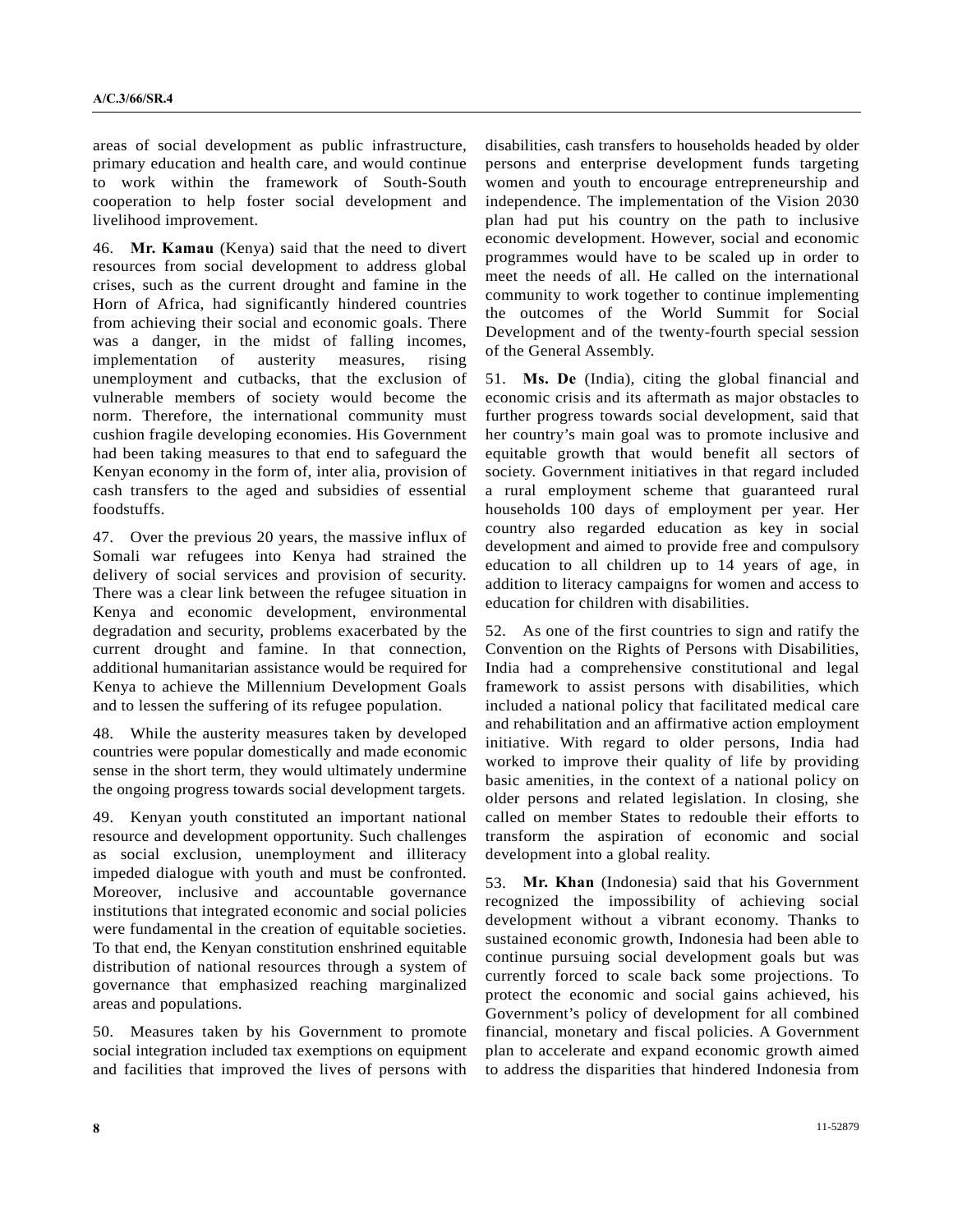areas of social development as public infrastructure, primary education and health care, and would continue to work within the framework of South-South cooperation to help foster social development and livelihood improvement.

46. **Mr. Kamau** (Kenya) said that the need to divert resources from social development to address global crises, such as the current drought and famine in the Horn of Africa, had significantly hindered countries from achieving their social and economic goals. There was a danger, in the midst of falling incomes, implementation of austerity measures, rising unemployment and cutbacks, that the exclusion of vulnerable members of society would become the norm. Therefore, the international community must cushion fragile developing economies. His Government had been taking measures to that end to safeguard the Kenyan economy in the form of, inter alia, provision of cash transfers to the aged and subsidies of essential foodstuffs.

47. Over the previous 20 years, the massive influx of Somali war refugees into Kenya had strained the delivery of social services and provision of security. There was a clear link between the refugee situation in Kenya and economic development, environmental degradation and security, problems exacerbated by the current drought and famine. In that connection, additional humanitarian assistance would be required for Kenya to achieve the Millennium Development Goals and to lessen the suffering of its refugee population.

48. While the austerity measures taken by developed countries were popular domestically and made economic sense in the short term, they would ultimately undermine the ongoing progress towards social development targets.

49. Kenyan youth constituted an important national resource and development opportunity. Such challenges as social exclusion, unemployment and illiteracy impeded dialogue with youth and must be confronted. Moreover, inclusive and accountable governance institutions that integrated economic and social policies were fundamental in the creation of equitable societies. To that end, the Kenyan constitution enshrined equitable distribution of national resources through a system of governance that emphasized reaching marginalized areas and populations.

50. Measures taken by his Government to promote social integration included tax exemptions on equipment and facilities that improved the lives of persons with disabilities, cash transfers to households headed by older persons and enterprise development funds targeting women and youth to encourage entrepreneurship and independence. The implementation of the Vision 2030 plan had put his country on the path to inclusive economic development. However, social and economic programmes would have to be scaled up in order to meet the needs of all. He called on the international community to work together to continue implementing the outcomes of the World Summit for Social Development and of the twenty-fourth special session of the General Assembly.

51. **Ms. De** (India), citing the global financial and economic crisis and its aftermath as major obstacles to further progress towards social development, said that her country's main goal was to promote inclusive and equitable growth that would benefit all sectors of society. Government initiatives in that regard included a rural employment scheme that guaranteed rural households 100 days of employment per year. Her country also regarded education as key in social development and aimed to provide free and compulsory education to all children up to 14 years of age, in addition to literacy campaigns for women and access to education for children with disabilities.

52. As one of the first countries to sign and ratify the Convention on the Rights of Persons with Disabilities, India had a comprehensive constitutional and legal framework to assist persons with disabilities, which included a national policy that facilitated medical care and rehabilitation and an affirmative action employment initiative. With regard to older persons, India had worked to improve their quality of life by providing basic amenities, in the context of a national policy on older persons and related legislation. In closing, she called on member States to redouble their efforts to transform the aspiration of economic and social development into a global reality.

53. **Mr. Khan** (Indonesia) said that his Government recognized the impossibility of achieving social development without a vibrant economy. Thanks to sustained economic growth, Indonesia had been able to continue pursuing social development goals but was currently forced to scale back some projections. To protect the economic and social gains achieved, his Government's policy of development for all combined financial, monetary and fiscal policies. A Government plan to accelerate and expand economic growth aimed to address the disparities that hindered Indonesia from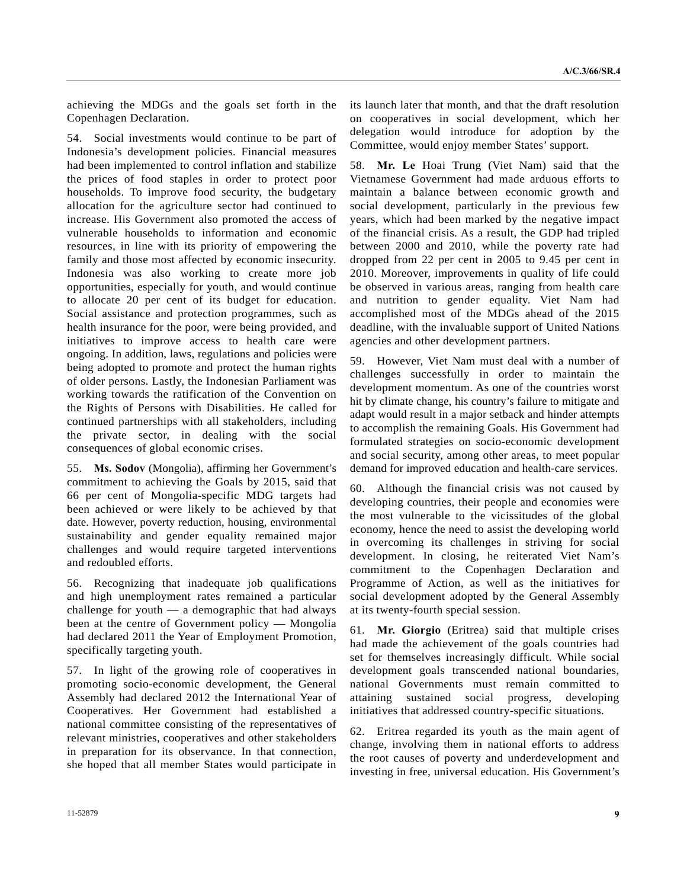achieving the MDGs and the goals set forth in the Copenhagen Declaration.

54. Social investments would continue to be part of Indonesia's development policies. Financial measures had been implemented to control inflation and stabilize the prices of food staples in order to protect poor households. To improve food security, the budgetary allocation for the agriculture sector had continued to increase. His Government also promoted the access of vulnerable households to information and economic resources, in line with its priority of empowering the family and those most affected by economic insecurity. Indonesia was also working to create more job opportunities, especially for youth, and would continue to allocate 20 per cent of its budget for education. Social assistance and protection programmes, such as health insurance for the poor, were being provided, and initiatives to improve access to health care were ongoing. In addition, laws, regulations and policies were being adopted to promote and protect the human rights of older persons. Lastly, the Indonesian Parliament was working towards the ratification of the Convention on the Rights of Persons with Disabilities. He called for continued partnerships with all stakeholders, including the private sector, in dealing with the social consequences of global economic crises.

55. **Ms. Sodov** (Mongolia), affirming her Government's commitment to achieving the Goals by 2015, said that 66 per cent of Mongolia-specific MDG targets had been achieved or were likely to be achieved by that date. However, poverty reduction, housing, environmental sustainability and gender equality remained major challenges and would require targeted interventions and redoubled efforts.

56. Recognizing that inadequate job qualifications and high unemployment rates remained a particular challenge for youth — a demographic that had always been at the centre of Government policy — Mongolia had declared 2011 the Year of Employment Promotion, specifically targeting youth.

57. In light of the growing role of cooperatives in promoting socio-economic development, the General Assembly had declared 2012 the International Year of Cooperatives. Her Government had established a national committee consisting of the representatives of relevant ministries, cooperatives and other stakeholders in preparation for its observance. In that connection, she hoped that all member States would participate in its launch later that month, and that the draft resolution on cooperatives in social development, which her delegation would introduce for adoption by the Committee, would enjoy member States' support.

58. **Mr. Le** Hoai Trung (Viet Nam) said that the Vietnamese Government had made arduous efforts to maintain a balance between economic growth and social development, particularly in the previous few years, which had been marked by the negative impact of the financial crisis. As a result, the GDP had tripled between 2000 and 2010, while the poverty rate had dropped from 22 per cent in 2005 to 9.45 per cent in 2010. Moreover, improvements in quality of life could be observed in various areas, ranging from health care and nutrition to gender equality. Viet Nam had accomplished most of the MDGs ahead of the 2015 deadline, with the invaluable support of United Nations agencies and other development partners.

59. However, Viet Nam must deal with a number of challenges successfully in order to maintain the development momentum. As one of the countries worst hit by climate change, his country's failure to mitigate and adapt would result in a major setback and hinder attempts to accomplish the remaining Goals. His Government had formulated strategies on socio-economic development and social security, among other areas, to meet popular demand for improved education and health-care services.

60. Although the financial crisis was not caused by developing countries, their people and economies were the most vulnerable to the vicissitudes of the global economy, hence the need to assist the developing world in overcoming its challenges in striving for social development. In closing, he reiterated Viet Nam's commitment to the Copenhagen Declaration and Programme of Action, as well as the initiatives for social development adopted by the General Assembly at its twenty-fourth special session.

61. **Mr. Giorgio** (Eritrea) said that multiple crises had made the achievement of the goals countries had set for themselves increasingly difficult. While social development goals transcended national boundaries, national Governments must remain committed to attaining sustained social progress, developing initiatives that addressed country-specific situations.

62. Eritrea regarded its youth as the main agent of change, involving them in national efforts to address the root causes of poverty and underdevelopment and investing in free, universal education. His Government's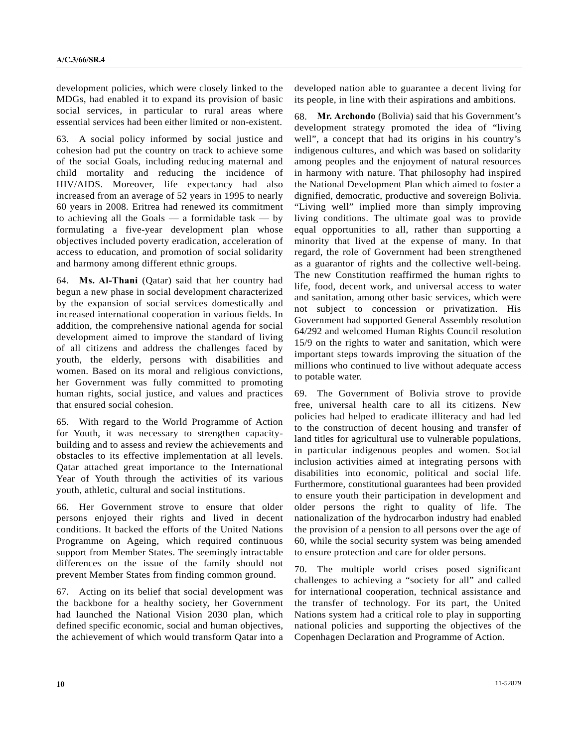development policies, which were closely linked to the MDGs, had enabled it to expand its provision of basic social services, in particular to rural areas where essential services had been either limited or non-existent.

63. A social policy informed by social justice and cohesion had put the country on track to achieve some of the social Goals, including reducing maternal and child mortality and reducing the incidence of HIV/AIDS. Moreover, life expectancy had also increased from an average of 52 years in 1995 to nearly 60 years in 2008. Eritrea had renewed its commitment to achieving all the Goals — a formidable task — by formulating a five-year development plan whose objectives included poverty eradication, acceleration of access to education, and promotion of social solidarity and harmony among different ethnic groups.

64. **Ms. Al-Thani** (Qatar) said that her country had begun a new phase in social development characterized by the expansion of social services domestically and increased international cooperation in various fields. In addition, the comprehensive national agenda for social development aimed to improve the standard of living of all citizens and address the challenges faced by youth, the elderly, persons with disabilities and women. Based on its moral and religious convictions, her Government was fully committed to promoting human rights, social justice, and values and practices that ensured social cohesion.

65. With regard to the World Programme of Action for Youth, it was necessary to strengthen capacity-building and to assess and review the achievements and obstacles to its effective implementation at all levels. Qatar attached great importance to the International Year of Youth through the activities of its various youth, athletic, cultural and social institutions.

66. Her Government strove to ensure that older persons enjoyed their rights and lived in decent conditions. It backed the efforts of the United Nations Programme on Ageing, which required continuous support from Member States. The seemingly intractable differences on the issue of the family should not prevent Member States from finding common ground.

67. Acting on its belief that social development was the backbone for a healthy society, her Government had launched the National Vision 2030 plan, which defined specific economic, social and human objectives, the achievement of which would transform Qatar into a developed nation able to guarantee a decent living for its people, in line with their aspirations and ambitions.

68. **Mr. Archondo** (Bolivia) said that his Government's development strategy promoted the idea of "living well", a concept that had its origins in his country's indigenous cultures, and which was based on solidarity among peoples and the enjoyment of natural resources in harmony with nature. That philosophy had inspired the National Development Plan which aimed to foster a dignified, democratic, productive and sovereign Bolivia. "Living well" implied more than simply improving living conditions. The ultimate goal was to provide equal opportunities to all, rather than supporting a minority that lived at the expense of many. In that regard, the role of Government had been strengthened as a guarantor of rights and the collective well-being. The new Constitution reaffirmed the human rights to life, food, decent work, and universal access to water and sanitation, among other basic services, which were not subject to concession or privatization. His Government had supported General Assembly resolution 64/292 and welcomed Human Rights Council resolution 15/9 on the rights to water and sanitation, which were important steps towards improving the situation of the millions who continued to live without adequate access to potable water.

69. The Government of Bolivia strove to provide free, universal health care to all its citizens. New policies had helped to eradicate illiteracy and had led to the construction of decent housing and transfer of land titles for agricultural use to vulnerable populations, in particular indigenous peoples and women. Social inclusion activities aimed at integrating persons with disabilities into economic, political and social life. Furthermore, constitutional guarantees had been provided to ensure youth their participation in development and older persons the right to quality of life. The nationalization of the hydrocarbon industry had enabled the provision of a pension to all persons over the age of 60, while the social security system was being amended to ensure protection and care for older persons.

70. The multiple world crises posed significant challenges to achieving a "society for all" and called for international cooperation, technical assistance and the transfer of technology. For its part, the United Nations system had a critical role to play in supporting national policies and supporting the objectives of the Copenhagen Declaration and Programme of Action.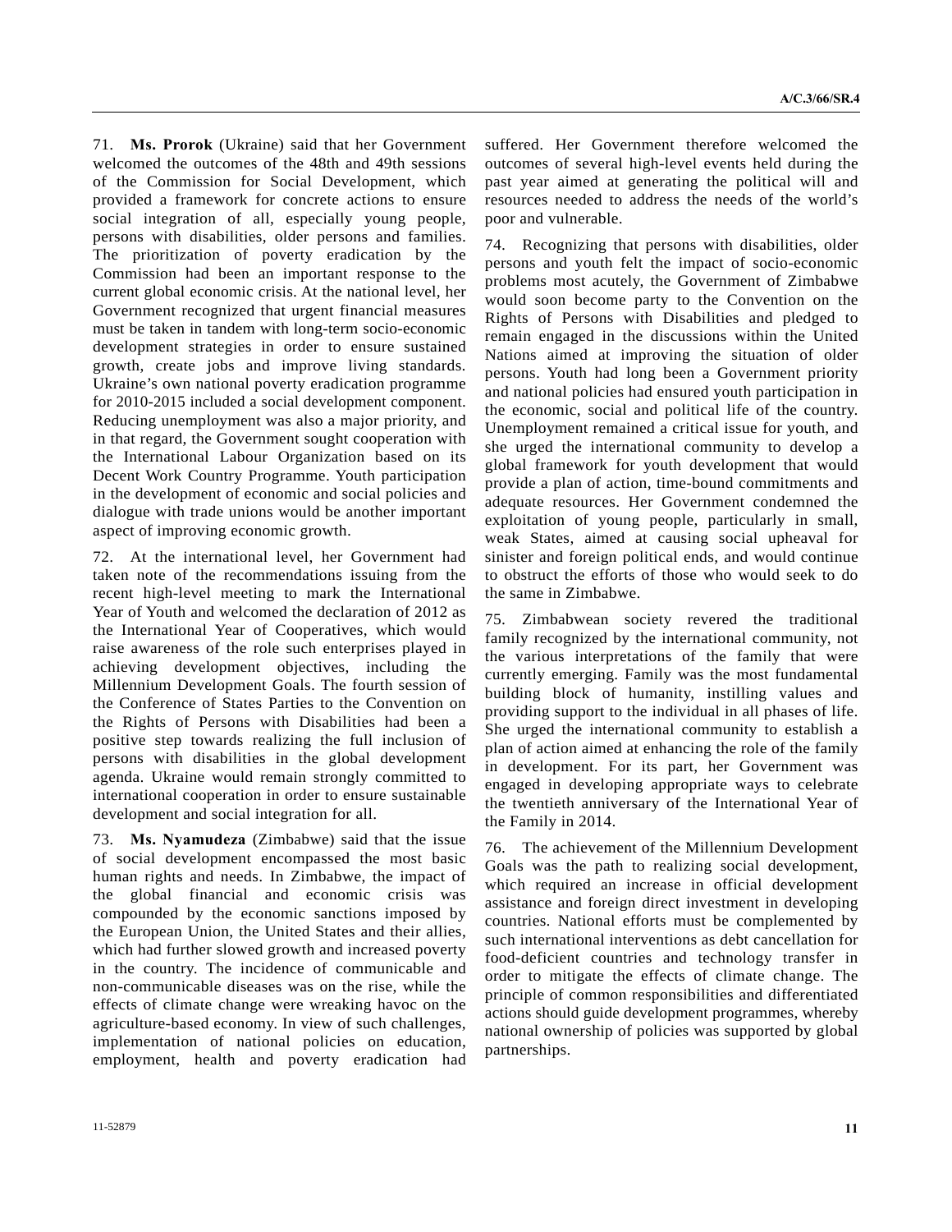71. **Ms. Prorok** (Ukraine) said that her Government welcomed the outcomes of the 48th and 49th sessions of the Commission for Social Development, which provided a framework for concrete actions to ensure social integration of all, especially young people, persons with disabilities, older persons and families. The prioritization of poverty eradication by the Commission had been an important response to the current global economic crisis. At the national level, her Government recognized that urgent financial measures must be taken in tandem with long-term socio-economic development strategies in order to ensure sustained growth, create jobs and improve living standards. Ukraine's own national poverty eradication programme for 2010-2015 included a social development component. Reducing unemployment was also a major priority, and in that regard, the Government sought cooperation with the International Labour Organization based on its Decent Work Country Programme. Youth participation in the development of economic and social policies and dialogue with trade unions would be another important aspect of improving economic growth.

72. At the international level, her Government had taken note of the recommendations issuing from the recent high-level meeting to mark the International Year of Youth and welcomed the declaration of 2012 as the International Year of Cooperatives, which would raise awareness of the role such enterprises played in achieving development objectives, including the Millennium Development Goals. The fourth session of the Conference of States Parties to the Convention on the Rights of Persons with Disabilities had been a positive step towards realizing the full inclusion of persons with disabilities in the global development agenda. Ukraine would remain strongly committed to international cooperation in order to ensure sustainable development and social integration for all.

73. **Ms. Nyamudeza** (Zimbabwe) said that the issue of social development encompassed the most basic human rights and needs. In Zimbabwe, the impact of the global financial and economic crisis was compounded by the economic sanctions imposed by the European Union, the United States and their allies, which had further slowed growth and increased poverty in the country. The incidence of communicable and non-communicable diseases was on the rise, while the effects of climate change were wreaking havoc on the agriculture-based economy. In view of such challenges, implementation of national policies on education, employment, health and poverty eradication had suffered. Her Government therefore welcomed the outcomes of several high-level events held during the past year aimed at generating the political will and resources needed to address the needs of the world's poor and vulnerable.

74. Recognizing that persons with disabilities, older persons and youth felt the impact of socio-economic problems most acutely, the Government of Zimbabwe would soon become party to the Convention on the Rights of Persons with Disabilities and pledged to remain engaged in the discussions within the United Nations aimed at improving the situation of older persons. Youth had long been a Government priority and national policies had ensured youth participation in the economic, social and political life of the country. Unemployment remained a critical issue for youth, and she urged the international community to develop a global framework for youth development that would provide a plan of action, time-bound commitments and adequate resources. Her Government condemned the exploitation of young people, particularly in small, weak States, aimed at causing social upheaval for sinister and foreign political ends, and would continue to obstruct the efforts of those who would seek to do the same in Zimbabwe.

75. Zimbabwean society revered the traditional family recognized by the international community, not the various interpretations of the family that were currently emerging. Family was the most fundamental building block of humanity, instilling values and providing support to the individual in all phases of life. She urged the international community to establish a plan of action aimed at enhancing the role of the family in development. For its part, her Government was engaged in developing appropriate ways to celebrate the twentieth anniversary of the International Year of the Family in 2014.

76. The achievement of the Millennium Development Goals was the path to realizing social development, which required an increase in official development assistance and foreign direct investment in developing countries. National efforts must be complemented by such international interventions as debt cancellation for food-deficient countries and technology transfer in order to mitigate the effects of climate change. The principle of common responsibilities and differentiated actions should guide development programmes, whereby national ownership of policies was supported by global partnerships.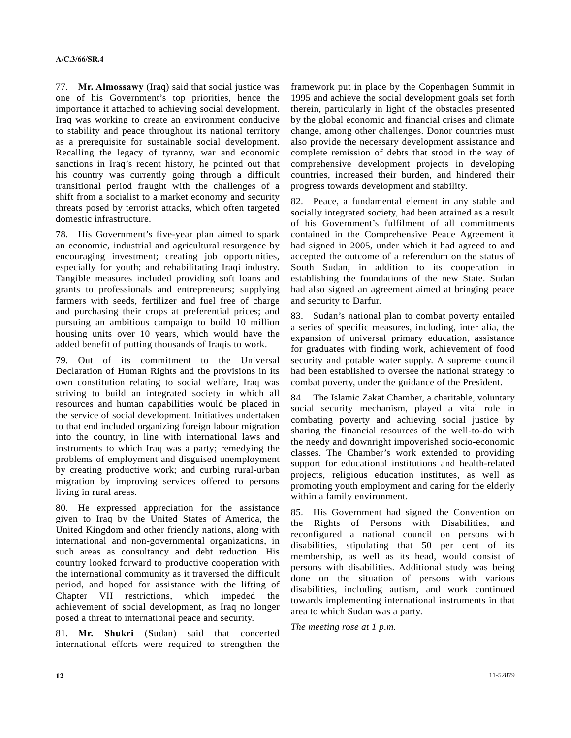77. **Mr. Almossawy** (Iraq) said that social justice was one of his Government's top priorities, hence the importance it attached to achieving social development. Iraq was working to create an environment conducive to stability and peace throughout its national territory as a prerequisite for sustainable social development. Recalling the legacy of tyranny, war and economic sanctions in Iraq's recent history, he pointed out that his country was currently going through a difficult transitional period fraught with the challenges of a shift from a socialist to a market economy and security threats posed by terrorist attacks, which often targeted domestic infrastructure.

78. His Government's five-year plan aimed to spark an economic, industrial and agricultural resurgence by encouraging investment; creating job opportunities, especially for youth; and rehabilitating Iraqi industry. Tangible measures included providing soft loans and grants to professionals and entrepreneurs; supplying farmers with seeds, fertilizer and fuel free of charge and purchasing their crops at preferential prices; and pursuing an ambitious campaign to build 10 million housing units over 10 years, which would have the added benefit of putting thousands of Iraqis to work.

79. Out of its commitment to the Universal Declaration of Human Rights and the provisions in its own constitution relating to social welfare, Iraq was striving to build an integrated society in which all resources and human capabilities would be placed in the service of social development. Initiatives undertaken to that end included organizing foreign labour migration into the country, in line with international laws and instruments to which Iraq was a party; remedying the problems of employment and disguised unemployment by creating productive work; and curbing rural-urban migration by improving services offered to persons living in rural areas.

80. He expressed appreciation for the assistance given to Iraq by the United States of America, the United Kingdom and other friendly nations, along with international and non-governmental organizations, in such areas as consultancy and debt reduction. His country looked forward to productive cooperation with the international community as it traversed the difficult period, and hoped for assistance with the lifting of Chapter VII restrictions, which impeded the achievement of social development, as Iraq no longer posed a threat to international peace and security.

81. **Mr. Shukri** (Sudan) said that concerted international efforts were required to strengthen the framework put in place by the Copenhagen Summit in 1995 and achieve the social development goals set forth therein, particularly in light of the obstacles presented by the global economic and financial crises and climate change, among other challenges. Donor countries must also provide the necessary development assistance and complete remission of debts that stood in the way of comprehensive development projects in developing countries, increased their burden, and hindered their progress towards development and stability.

82. Peace, a fundamental element in any stable and socially integrated society, had been attained as a result of his Government's fulfilment of all commitments contained in the Comprehensive Peace Agreement it had signed in 2005, under which it had agreed to and accepted the outcome of a referendum on the status of South Sudan, in addition to its cooperation in establishing the foundations of the new State. Sudan had also signed an agreement aimed at bringing peace and security to Darfur.

83. Sudan's national plan to combat poverty entailed a series of specific measures, including, inter alia, the expansion of universal primary education, assistance for graduates with finding work, achievement of food security and potable water supply. A supreme council had been established to oversee the national strategy to combat poverty, under the guidance of the President.

84. The Islamic Zakat Chamber, a charitable, voluntary social security mechanism, played a vital role in combating poverty and achieving social justice by sharing the financial resources of the well-to-do with the needy and downright impoverished socio-economic classes. The Chamber's work extended to providing support for educational institutions and health-related projects, religious education institutes, as well as promoting youth employment and caring for the elderly within a family environment.

85. His Government had signed the Convention on the Rights of Persons with Disabilities, and reconfigured a national council on persons with disabilities, stipulating that 50 per cent of its membership, as well as its head, would consist of persons with disabilities. Additional study was being done on the situation of persons with various disabilities, including autism, and work continued towards implementing international instruments in that area to which Sudan was a party.

*The meeting rose at 1 p.m.*